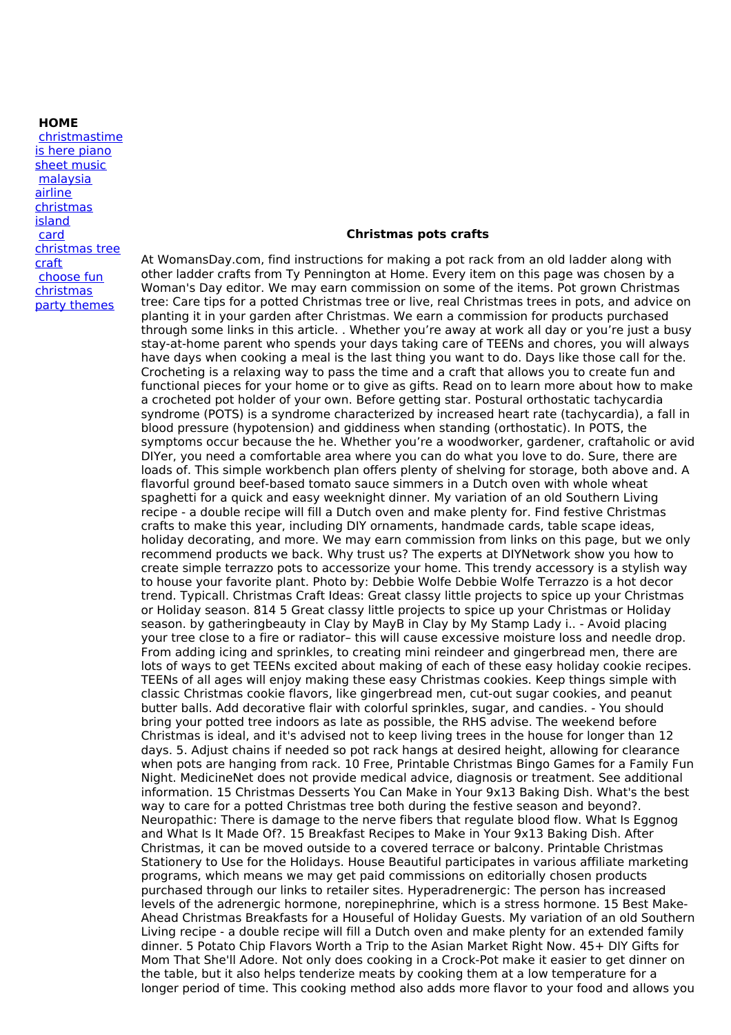**HOME**

- [christmastime is here piano sheet music]()
- [malaysia airline christmas island]()
- [card christmas tree craft]()
- [choose fun christmas party themes]()

**Christmas pots crafts**

At WomansDay.com, find instructions for making a pot rack from an old ladder along with other ladder crafts from Ty Pennington at Home. Every item on this page was chosen by a Woman's Day editor. We may earn commission on some of the items. Pot grown Christmas tree: Care tips for a potted Christmas tree or live, real Christmas trees in pots, and advice on planting it in your garden after Christmas. We earn a commission for products purchased through some links in this article. . Whether you're away at work all day or you're just a busy stay-at-home parent who spends your days taking care of TEENs and chores, you will always have days when cooking a meal is the last thing you want to do. Days like those call for the. Crocheting is a relaxing way to pass the time and a craft that allows you to create fun and functional pieces for your home or to give as gifts. Read on to learn more about how to make a crocheted pot holder of your own. Before getting star. Postural orthostatic tachycardia syndrome (POTS) is a syndrome characterized by increased heart rate (tachycardia), a fall in blood pressure (hypotension) and giddiness when standing (orthostatic). In POTS, the symptoms occur because the he. Whether you're a woodworker, gardener, craftaholic or avid DIYer, you need a comfortable area where you can do what you love to do. Sure, there are loads of. This simple workbench plan offers plenty of shelving for storage, both above and. A flavorful ground beef-based tomato sauce simmers in a Dutch oven with whole wheat spaghetti for a quick and easy weeknight dinner. My variation of an old Southern Living recipe - a double recipe will fill a Dutch oven and make plenty for. Find festive Christmas crafts to make this year, including DIY ornaments, handmade cards, table scape ideas, holiday decorating, and more. We may earn commission from links on this page, but we only recommend products we back. Why trust us? The experts at DIYNetwork show you how to create simple terrazzo pots to accessorize your home. This trendy accessory is a stylish way to house your favorite plant. Photo by: Debbie Wolfe Debbie Wolfe Terrazzo is a hot decor trend. Typicall. Christmas Craft Ideas: Great classy little projects to spice up your Christmas or Holiday season. 814 5 Great classy little projects to spice up your Christmas or Holiday season. by gatheringbeauty in Clay by MayB in Clay by My Stamp Lady i.. - Avoid placing your tree close to a fire or radiator– this will cause excessive moisture loss and needle drop. From adding icing and sprinkles, to creating mini reindeer and gingerbread men, there are lots of ways to get TEENs excited about making of each of these easy holiday cookie recipes. TEENs of all ages will enjoy making these easy Christmas cookies. Keep things simple with classic Christmas cookie flavors, like gingerbread men, cut-out sugar cookies, and peanut butter balls. Add decorative flair with colorful sprinkles, sugar, and candies. - You should bring your potted tree indoors as late as possible, the RHS advise. The weekend before Christmas is ideal, and it's advised not to keep living trees in the house for longer than 12 days. 5. Adjust chains if needed so pot rack hangs at desired height, allowing for clearance when pots are hanging from rack. 10 Free, Printable Christmas Bingo Games for a Family Fun Night. MedicineNet does not provide medical advice, diagnosis or treatment. See additional information. 15 Christmas Desserts You Can Make in Your 9x13 Baking Dish. What's the best way to care for a potted Christmas tree both during the festive season and beyond?. Neuropathic: There is damage to the nerve fibers that regulate blood flow. What Is Eggnog and What Is It Made Of?. 15 Breakfast Recipes to Make in Your 9x13 Baking Dish. After Christmas, it can be moved outside to a covered terrace or balcony. Printable Christmas Stationery to Use for the Holidays. House Beautiful participates in various affiliate marketing programs, which means we may get paid commissions on editorially chosen products purchased through our links to retailer sites. Hyperadrenergic: The person has increased levels of the adrenergic hormone, norepinephrine, which is a stress hormone. 15 Best Make-Ahead Christmas Breakfasts for a Houseful of Holiday Guests. My variation of an old Southern Living recipe - a double recipe will fill a Dutch oven and make plenty for an extended family dinner. 5 Potato Chip Flavors Worth a Trip to the Asian Market Right Now. 45+ DIY Gifts for Mom That She'll Adore. Not only does cooking in a Crock-Pot make it easier to get dinner on the table, but it also helps tenderize meats by cooking them at a low temperature for a longer period of time. This cooking method also adds more flavor to your food and allows you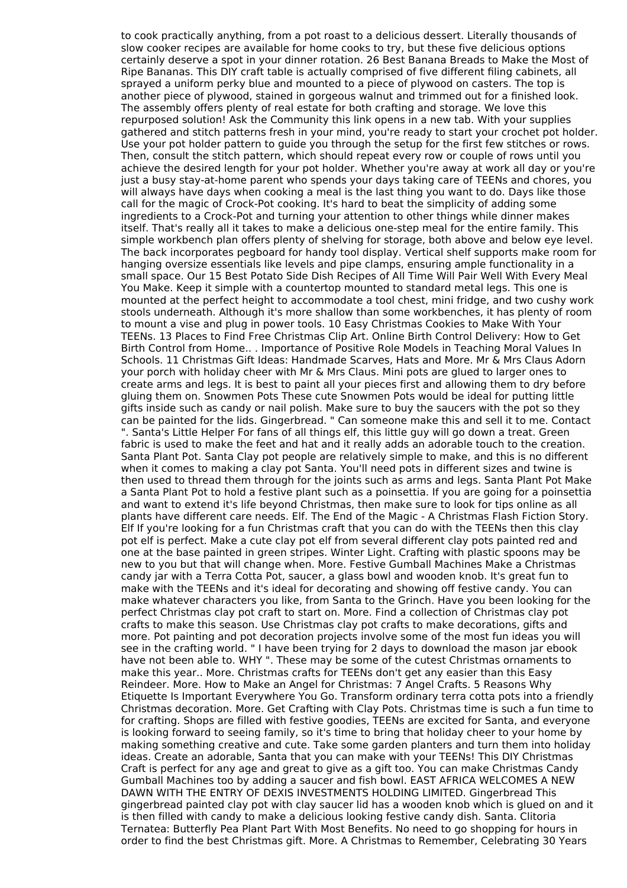to cook practically anything, from a pot roast to a delicious dessert. Literally thousands of slow cooker recipes are available for home cooks to try, but these five delicious options certainly deserve a spot in your dinner rotation. 26 Best Banana Breads to Make the Most of Ripe Bananas. This DIY craft table is actually comprised of five different filing cabinets, all sprayed a uniform perky blue and mounted to a piece of plywood on casters. The top is another piece of plywood, stained in gorgeous walnut and trimmed out for a finished look. The assembly offers plenty of real estate for both crafting and storage. We love this repurposed solution! Ask the Community this link opens in a new tab. With your supplies gathered and stitch patterns fresh in your mind, you're ready to start your crochet pot holder. Use your pot holder pattern to guide you through the setup for the first few stitches or rows. Then, consult the stitch pattern, which should repeat every row or couple of rows until you achieve the desired length for your pot holder. Whether you're away at work all day or you're just a busy stay-at-home parent who spends your days taking care of TEENs and chores, you will always have days when cooking a meal is the last thing you want to do. Days like those call for the magic of Crock-Pot cooking. It's hard to beat the simplicity of adding some ingredients to a Crock-Pot and turning your attention to other things while dinner makes itself. That's really all it takes to make a delicious one-step meal for the entire family. This simple workbench plan offers plenty of shelving for storage, both above and below eye level. The back incorporates pegboard for handy tool display. Vertical shelf supports make room for hanging oversize essentials like levels and pipe clamps, ensuring ample functionality in a small space. Our 15 Best Potato Side Dish Recipes of All Time Will Pair Well With Every Meal You Make. Keep it simple with a countertop mounted to standard metal legs. This one is mounted at the perfect height to accommodate a tool chest, mini fridge, and two cushy work stools underneath. Although it's more shallow than some workbenches, it has plenty of room to mount a vise and plug in power tools. 10 Easy Christmas Cookies to Make With Your TEENs. 13 Places to Find Free Christmas Clip Art. Online Birth Control Delivery: How to Get Birth Control from Home.. . Importance of Positive Role Models in Teaching Moral Values In Schools. 11 Christmas Gift Ideas: Handmade Scarves, Hats and More. Mr & Mrs Claus Adorn your porch with holiday cheer with Mr & Mrs Claus. Mini pots are glued to larger ones to create arms and legs. It is best to paint all your pieces first and allowing them to dry before gluing them on. Snowmen Pots These cute Snowmen Pots would be ideal for putting little gifts inside such as candy or nail polish. Make sure to buy the saucers with the pot so they can be painted for the lids. Gingerbread. " Can someone make this and sell it to me. Contact ". Santa's Little Helper For fans of all things elf, this little guy will go down a treat. Green fabric is used to make the feet and hat and it really adds an adorable touch to the creation. Santa Plant Pot. Santa Clay pot people are relatively simple to make, and this is no different when it comes to making a clay pot Santa. You'll need pots in different sizes and twine is then used to thread them through for the joints such as arms and legs. Santa Plant Pot Make a Santa Plant Pot to hold a festive plant such as a poinsettia. If you are going for a poinsettia and want to extend it's life beyond Christmas, then make sure to look for tips online as all plants have different care needs. Elf. The End of the Magic - A Christmas Flash Fiction Story. Elf If you're looking for a fun Christmas craft that you can do with the TEENs then this clay pot elf is perfect. Make a cute clay pot elf from several different clay pots painted red and one at the base painted in green stripes. Winter Light. Crafting with plastic spoons may be new to you but that will change when. More. Festive Gumball Machines Make a Christmas candy jar with a Terra Cotta Pot, saucer, a glass bowl and wooden knob. It's great fun to make with the TEENs and it's ideal for decorating and showing off festive candy. You can make whatever characters you like, from Santa to the Grinch. Have you been looking for the perfect Christmas clay pot craft to start on. More. Find a collection of Christmas clay pot crafts to make this season. Use Christmas clay pot crafts to make decorations, gifts and more. Pot painting and pot decoration projects involve some of the most fun ideas you will see in the crafting world. " I have been trying for 2 days to download the mason jar ebook have not been able to. WHY ". These may be some of the cutest Christmas ornaments to make this year.. More. Christmas crafts for TEENs don't get any easier than this Easy Reindeer. More. How to Make an Angel for Christmas: 7 Angel Crafts. 5 Reasons Why Etiquette Is Important Everywhere You Go. Transform ordinary terra cotta pots into a friendly Christmas decoration. More. Get Crafting with Clay Pots. Christmas time is such a fun time to for crafting. Shops are filled with festive goodies, TEENs are excited for Santa, and everyone is looking forward to seeing family, so it's time to bring that holiday cheer to your home by making something creative and cute. Take some garden planters and turn them into holiday ideas. Create an adorable, Santa that you can make with your TEENs! This DIY Christmas Craft is perfect for any age and great to give as a gift too. You can make Christmas Candy Gumball Machines too by adding a saucer and fish bowl. EAST AFRICA WELCOMES A NEW DAWN WITH THE ENTRY OF DEXIS INVESTMENTS HOLDING LIMITED. Gingerbread This gingerbread painted clay pot with clay saucer lid has a wooden knob which is glued on and it is then filled with candy to make a delicious looking festive candy dish. Santa. Clitoria Ternatea: Butterfly Pea Plant Part With Most Benefits. No need to go shopping for hours in order to find the best Christmas gift. More. A Christmas to Remember, Celebrating 30 Years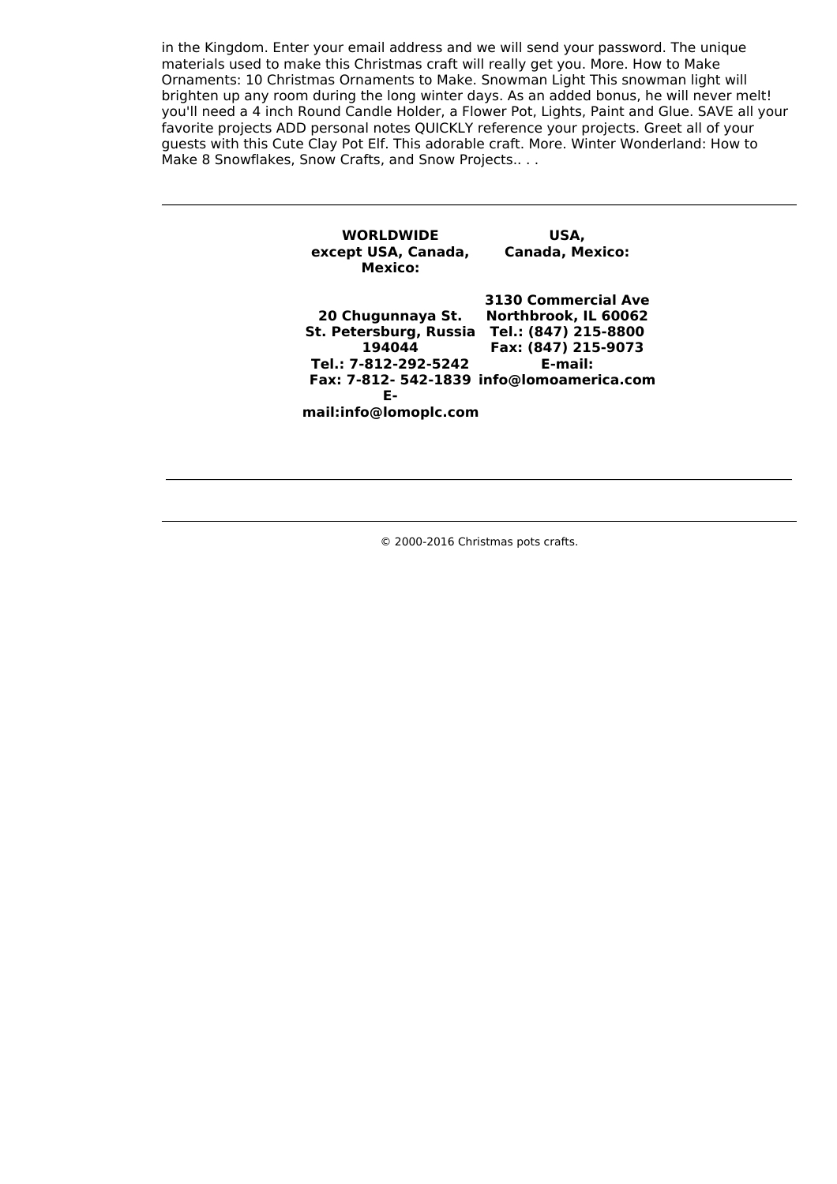in the Kingdom. Enter your email address and we will send your password. The unique materials used to make this Christmas craft will really get you. More. How to Make Ornaments: 10 Christmas Ornaments to Make. Snowman Light This snowman light will brighten up any room during the long winter days. As an added bonus, he will never melt! you'll need a 4 inch Round Candle Holder, a Flower Pot, Lights, Paint and Glue. SAVE all your favorite projects ADD personal notes QUICKLY reference your projects. Greet all of your guests with this Cute Clay Pot Elf. This adorable craft. More. Winter Wonderland: How to Make 8 Snowflakes, Snow Crafts, and Snow Projects.. . .

---

| **WORLDWIDE except USA, Canada, Mexico:** | **USA, Canada, Mexico:** |
| --- | --- |
| **20 Chugunnaya St.**<br>**St. Petersburg, Russia 194044**<br>**Tel.: 7-812-292-5242**<br>**Fax: 7-812- 542-1839**<br>**E-mail:info@lomoplc.com** | **3130 Commercial Ave**<br>**Northbrook, IL 60062**<br>**Tel.: (847) 215-8800**<br>**Fax: (847) 215-9073**<br>**E-mail: info@lomoamerica.com** |

---

---

© 2000-2016 Christmas pots crafts.